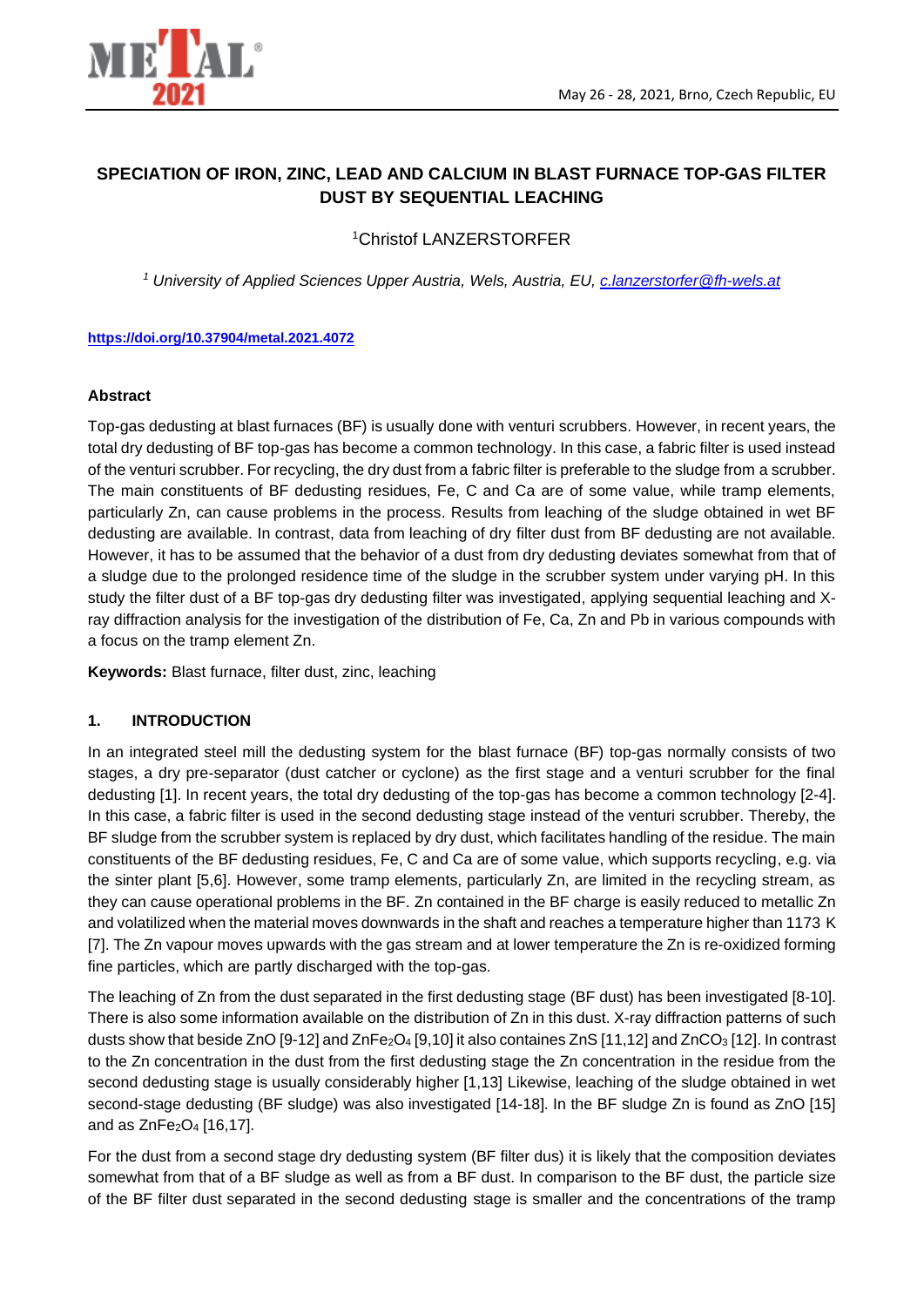# SPECIATION OF IRON, ZINC, LEAD AND CALCIUM IN BLAST FURNACE TOP-GAS FILTER DUST BY SEQUENTIAL LEACHING

[1]Christof LANZERSTORFER

*[1] University of Applied Sciences Upper Austria, Wels, Austria, EU, c.lanzerstorfer@fh-wels.at*

**https://doi.org/10.37904/metal.2021.4072**

### Abstract

Top-gas dedusting at blast furnaces (BF) is usually done with venturi scrubbers. However, in recent years, the total dry dedusting of BF top-gas has become a common technology. In this case, a fabric filter is used instead of the venturi scrubber. For recycling, the dry dust from a fabric filter is preferable to the sludge from a scrubber. The main constituents of BF dedusting residues, Fe, C and Ca are of some value, while tramp elements, particularly Zn, can cause problems in the process. Results from leaching of the sludge obtained in wet BF dedusting are available. In contrast, data from leaching of dry filter dust from BF dedusting are not available. However, it has to be assumed that the behavior of a dust from dry dedusting deviates somewhat from that of a sludge due to the prolonged residence time of the sludge in the scrubber system under varying pH. In this study the filter dust of a BF top-gas dry dedusting filter was investigated, applying sequential leaching and X-ray diffraction analysis for the investigation of the distribution of Fe, Ca, Zn and Pb in various compounds with a focus on the tramp element Zn.

**Keywords:** Blast furnace, filter dust, zinc, leaching

## 1. INTRODUCTION

In an integrated steel mill the dedusting system for the blast furnace (BF) top-gas normally consists of two stages, a dry pre-separator (dust catcher or cyclone) as the first stage and a venturi scrubber for the final dedusting [1]. In recent years, the total dry dedusting of the top-gas has become a common technology [2-4]. In this case, a fabric filter is used in the second dedusting stage instead of the venturi scrubber. Thereby, the BF sludge from the scrubber system is replaced by dry dust, which facilitates handling of the residue. The main constituents of the BF dedusting residues, Fe, C and Ca are of some value, which supports recycling, e.g. via the sinter plant [5,6]. However, some tramp elements, particularly Zn, are limited in the recycling stream, as they can cause operational problems in the BF. Zn contained in the BF charge is easily reduced to metallic Zn and volatilized when the material moves downwards in the shaft and reaches a temperature higher than 1173 K [7]. The Zn vapour moves upwards with the gas stream and at lower temperature the Zn is re-oxidized forming fine particles, which are partly discharged with the top-gas.

The leaching of Zn from the dust separated in the first dedusting stage (BF dust) has been investigated [8-10]. There is also some information available on the distribution of Zn in this dust. X-ray diffraction patterns of such dusts show that beside $ZnO$ [9-12] and $ZnFe_2O_4$ [9,10] it also containes $ZnS$ [11,12] and $ZnCO_3$ [12]. In contrast to the Zn concentration in the dust from the first dedusting stage the Zn concentration in the residue from the second dedusting stage is usually considerably higher [1,13] Likewise, leaching of the sludge obtained in wet second-stage dedusting (BF sludge) was also investigated [14-18]. In the BF sludge Zn is found as $ZnO$ [15] and as $ZnFe_2O_4$ [16,17].

For the dust from a second stage dry dedusting system (BF filter dus) it is likely that the composition deviates somewhat from that of a BF sludge as well as from a BF dust. In comparison to the BF dust, the particle size of the BF filter dust separated in the second dedusting stage is smaller and the concentrations of the tramp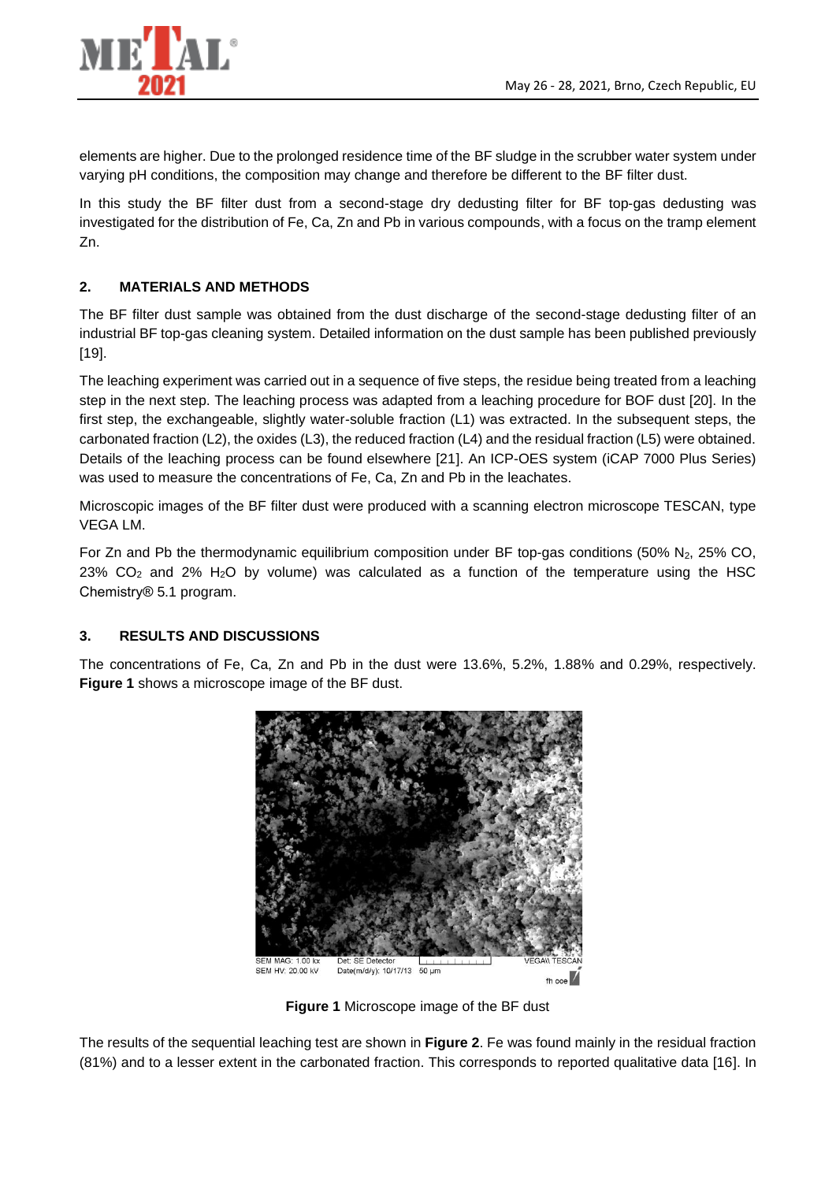elements are higher. Due to the prolonged residence time of the BF sludge in the scrubber water system under varying pH conditions, the composition may change and therefore be different to the BF filter dust.

In this study the BF filter dust from a second-stage dry dedusting filter for BF top-gas dedusting was investigated for the distribution of Fe, Ca, Zn and Pb in various compounds, with a focus on the tramp element Zn.

## 2. MATERIALS AND METHODS

The BF filter dust sample was obtained from the dust discharge of the second-stage dedusting filter of an industrial BF top-gas cleaning system. Detailed information on the dust sample has been published previously [19].

The leaching experiment was carried out in a sequence of five steps, the residue being treated from a leaching step in the next step. The leaching process was adapted from a leaching procedure for BOF dust [20]. In the first step, the exchangeable, slightly water-soluble fraction (L1) was extracted. In the subsequent steps, the carbonated fraction (L2), the oxides (L3), the reduced fraction (L4) and the residual fraction (L5) were obtained. Details of the leaching process can be found elsewhere [21]. An ICP-OES system (iCAP 7000 Plus Series) was used to measure the concentrations of Fe, Ca, Zn and Pb in the leachates.

Microscopic images of the BF filter dust were produced with a scanning electron microscope TESCAN, type VEGA LM.

For Zn and Pb the thermodynamic equilibrium composition under BF top-gas conditions (50% $N_2$, 25% CO, 23% $CO_2$ and 2% $H_2O$ by volume) was calculated as a function of the temperature using the HSC Chemistry® 5.1 program.

## 3. RESULTS AND DISCUSSIONS

The concentrations of Fe, Ca, Zn and Pb in the dust were 13.6%, 5.2%, 1.88% and 0.29%, respectively. **Figure 1** shows a microscope image of the BF dust.

**Figure 1** Microscope image of the BF dust

The results of the sequential leaching test are shown in **Figure 2**. Fe was found mainly in the residual fraction (81%) and to a lesser extent in the carbonated fraction. This corresponds to reported qualitative data [16]. In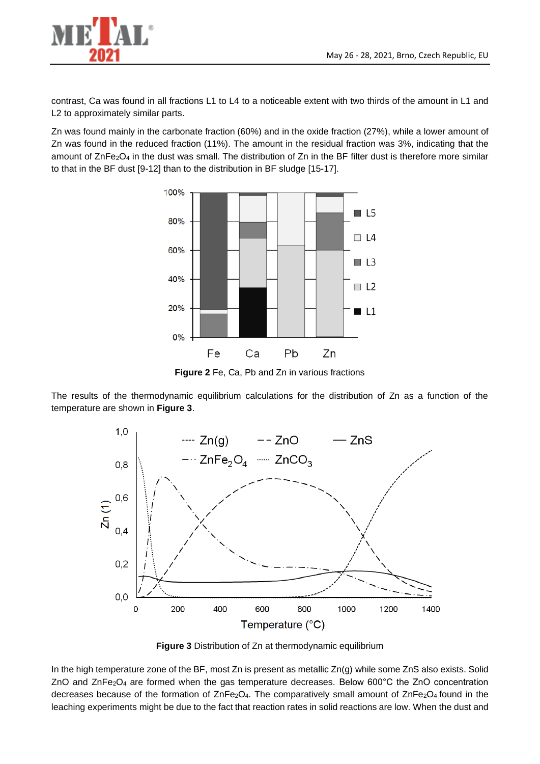contrast, Ca was found in all fractions L1 to L4 to a noticeable extent with two thirds of the amount in L1 and L2 to approximately similar parts.

Zn was found mainly in the carbonate fraction (60%) and in the oxide fraction (27%), while a lower amount of Zn was found in the reduced fraction (11%). The amount in the residual fraction was 3%, indicating that the amount of $ZnFe_2O_4$ in the dust was small. The distribution of Zn in the BF filter dust is therefore more similar to that in the BF dust [9-12] than to the distribution in BF sludge [15-17].

**Figure 2** Fe, Ca, Pb and Zn in various fractions

The results of the thermodynamic equilibrium calculations for the distribution of Zn as a function of the temperature are shown in **Figure 3**.

**Figure 3** Distribution of Zn at thermodynamic equilibrium

In the high temperature zone of the BF, most Zn is present as metallic Zn(g) while some ZnS also exists. Solid ZnO and $ZnFe_2O_4$ are formed when the gas temperature decreases. Below 600°C the ZnO concentration decreases because of the formation of $ZnFe_2O_4$. The comparatively small amount of $ZnFe_2O_4$ found in the leaching experiments might be due to the fact that reaction rates in solid reactions are low. When the dust and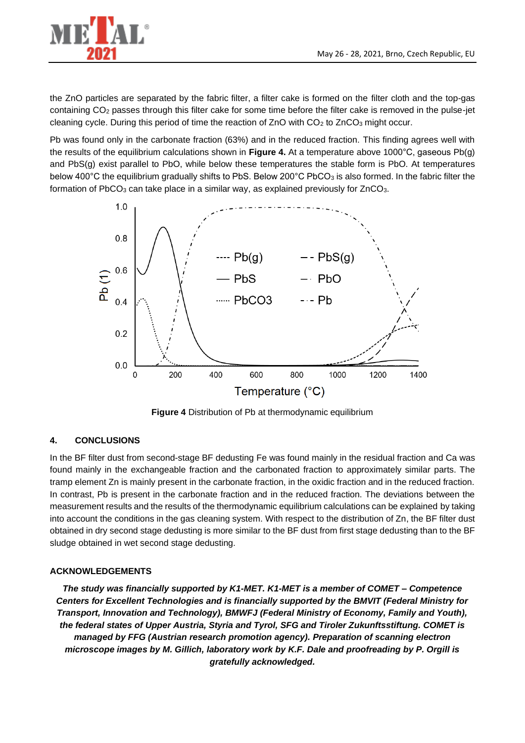the ZnO particles are separated by the fabric filter, a filter cake is formed on the filter cloth and the top-gas containing $CO_2$ passes through this filter cake for some time before the filter cake is removed in the pulse-jet cleaning cycle. During this period of time the reaction of ZnO with $CO_2$ to $ZnCO_3$ might occur.

Pb was found only in the carbonate fraction (63%) and in the reduced fraction. This finding agrees well with the results of the equilibrium calculations shown in **Figure 4.** At a temperature above 1000°C, gaseous Pb(g) and PbS(g) exist parallel to PbO, while below these temperatures the stable form is PbO. At temperatures below 400°C the equilibrium gradually shifts to PbS. Below 200°C $PbCO_3$ is also formed. In the fabric filter the formation of $PbCO_3$ can take place in a similar way, as explained previously for $ZnCO_3$.

**Figure 4** Distribution of Pb at thermodynamic equilibrium

## 4. CONCLUSIONS

In the BF filter dust from second-stage BF dedusting Fe was found mainly in the residual fraction and Ca was found mainly in the exchangeable fraction and the carbonated fraction to approximately similar parts. The tramp element Zn is mainly present in the carbonate fraction, in the oxidic fraction and in the reduced fraction. In contrast, Pb is present in the carbonate fraction and in the reduced fraction. The deviations between the measurement results and the results of the thermodynamic equilibrium calculations can be explained by taking into account the conditions in the gas cleaning system. With respect to the distribution of Zn, the BF filter dust obtained in dry second stage dedusting is more similar to the BF dust from first stage dedusting than to the BF sludge obtained in wet second stage dedusting.

### ACKNOWLEDGEMENTS

***The study was financially supported by K1-MET. K1-MET is a member of COMET – Competence Centers for Excellent Technologies and is financially supported by the BMVIT (Federal Ministry for Transport, Innovation and Technology), BMWFJ (Federal Ministry of Economy, Family and Youth), the federal states of Upper Austria, Styria and Tyrol, SFG and Tiroler Zukunftsstiftung. COMET is managed by FFG (Austrian research promotion agency). Preparation of scanning electron microscope images by M. Gillich, laboratory work by K.F. Dale and proofreading by P. Orgill is gratefully acknowledged.***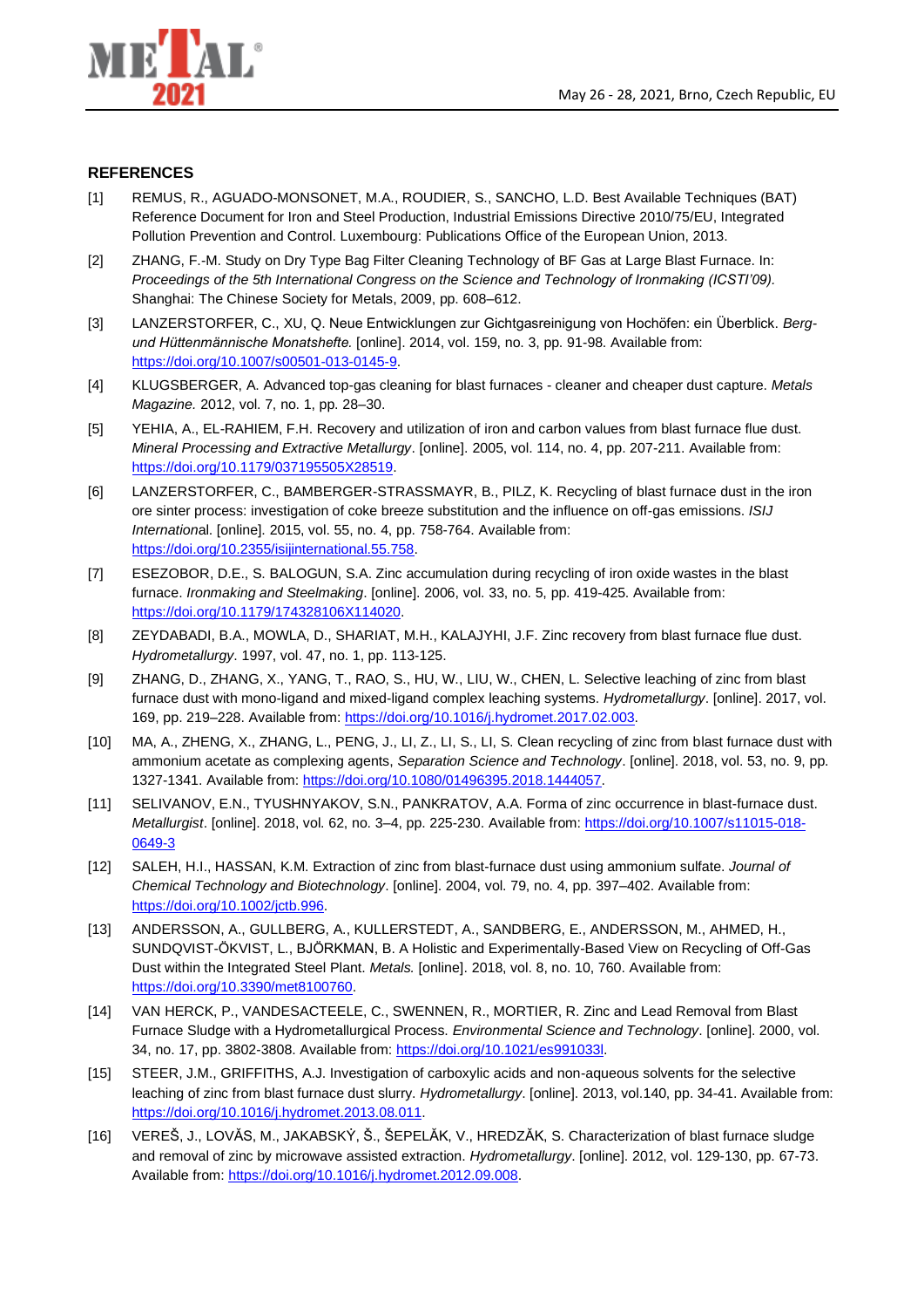## REFERENCES

[1] REMUS, R., AGUADO-MONSONET, M.A., ROUDIER, S., SANCHO, L.D. Best Available Techniques (BAT) Reference Document for Iron and Steel Production, Industrial Emissions Directive 2010/75/EU, Integrated Pollution Prevention and Control. Luxembourg: Publications Office of the European Union, 2013.

[2] ZHANG, F.-M. Study on Dry Type Bag Filter Cleaning Technology of BF Gas at Large Blast Furnace. In: *Proceedings of the 5th International Congress on the Science and Technology of Ironmaking (ICSTI'09).* Shanghai: The Chinese Society for Metals, 2009, pp. 608–612.

[3] LANZERSTORFER, C., XU, Q. Neue Entwicklungen zur Gichtgasreinigung von Hochöfen: ein Überblick. *Berg- und Hüttenmännische Monatshefte.* [online]. 2014, vol. 159, no. 3, pp. 91-98. Available from: https://doi.org/10.1007/s00501-013-0145-9.

[4] KLUGSBERGER, A. Advanced top-gas cleaning for blast furnaces - cleaner and cheaper dust capture. *Metals Magazine.* 2012, vol. 7, no. 1, pp. 28–30.

[5] YEHIA, A., EL-RAHIEM, F.H. Recovery and utilization of iron and carbon values from blast furnace flue dust. *Mineral Processing and Extractive Metallurgy*. [online]. 2005, vol. 114, no. 4, pp. 207-211. Available from: https://doi.org/10.1179/037195505X28519.

[6] LANZERSTORFER, C., BAMBERGER-STRASSMAYR, B., PILZ, K. Recycling of blast furnace dust in the iron ore sinter process: investigation of coke breeze substitution and the influence on off-gas emissions. *ISIJ International*. [online]. 2015, vol. 55, no. 4, pp. 758-764. Available from: https://doi.org/10.2355/isijinternational.55.758.

[7] ESEZOBOR, D.E., S. BALOGUN, S.A. Zinc accumulation during recycling of iron oxide wastes in the blast furnace. *Ironmaking and Steelmaking*. [online]. 2006, vol. 33, no. 5, pp. 419-425. Available from: https://doi.org/10.1179/174328106X114020.

[8] ZEYDABADI, B.A., MOWLA, D., SHARIAT, M.H., KALAJYHI, J.F. Zinc recovery from blast furnace flue dust. *Hydrometallurgy*. 1997, vol. 47, no. 1, pp. 113-125.

[9] ZHANG, D., ZHANG, X., YANG, T., RAO, S., HU, W., LIU, W., CHEN, L. Selective leaching of zinc from blast furnace dust with mono-ligand and mixed-ligand complex leaching systems. *Hydrometallurgy*. [online]. 2017, vol. 169, pp. 219–228. Available from: https://doi.org/10.1016/j.hydromet.2017.02.003.

[10] MA, A., ZHENG, X., ZHANG, L., PENG, J., LI, Z., LI, S., LI, S. Clean recycling of zinc from blast furnace dust with ammonium acetate as complexing agents, *Separation Science and Technology*. [online]. 2018, vol. 53, no. 9, pp. 1327-1341. Available from: https://doi.org/10.1080/01496395.2018.1444057.

[11] SELIVANOV, E.N., TYUSHNYAKOV, S.N., PANKRATOV, A.A. Forma of zinc occurrence in blast-furnace dust. *Metallurgist*. [online]. 2018, vol. 62, no. 3–4, pp. 225-230. Available from: https://doi.org/10.1007/s11015-018-0649-3

[12] SALEH, H.I., HASSAN, K.M. Extraction of zinc from blast-furnace dust using ammonium sulfate. *Journal of Chemical Technology and Biotechnology*. [online]. 2004, vol. 79, no. 4, pp. 397–402. Available from: https://doi.org/10.1002/jctb.996.

[13] ANDERSSON, A., GULLBERG, A., KULLERSTEDT, A., SANDBERG, E., ANDERSSON, M., AHMED, H., SUNDQVIST-ÖKVIST, L., BJÖRKMAN, B. A Holistic and Experimentally-Based View on Recycling of Off-Gas Dust within the Integrated Steel Plant. *Metals.* [online]. 2018, vol. 8, no. 10, 760. Available from: https://doi.org/10.3390/met8100760.

[14] VAN HERCK, P., VANDESACTEELE, C., SWENNEN, R., MORTIER, R. Zinc and Lead Removal from Blast Furnace Sludge with a Hydrometallurgical Process. *Environmental Science and Technology*. [online]. 2000, vol. 34, no. 17, pp. 3802-3808. Available from: https://doi.org/10.1021/es991033l.

[15] STEER, J.M., GRIFFITHS, A.J. Investigation of carboxylic acids and non-aqueous solvents for the selective leaching of zinc from blast furnace dust slurry. *Hydrometallurgy*. [online]. 2013, vol.140, pp. 34-41. Available from: https://doi.org/10.1016/j.hydromet.2013.08.011.

[16] VEREŠ, J., LOVÁS, M., JAKABSKÝ, Š., ŠEPELÁK, V., HREDZÁK, S. Characterization of blast furnace sludge and removal of zinc by microwave assisted extraction. *Hydrometallurgy*. [online]. 2012, vol. 129-130, pp. 67-73. Available from: https://doi.org/10.1016/j.hydromet.2012.09.008.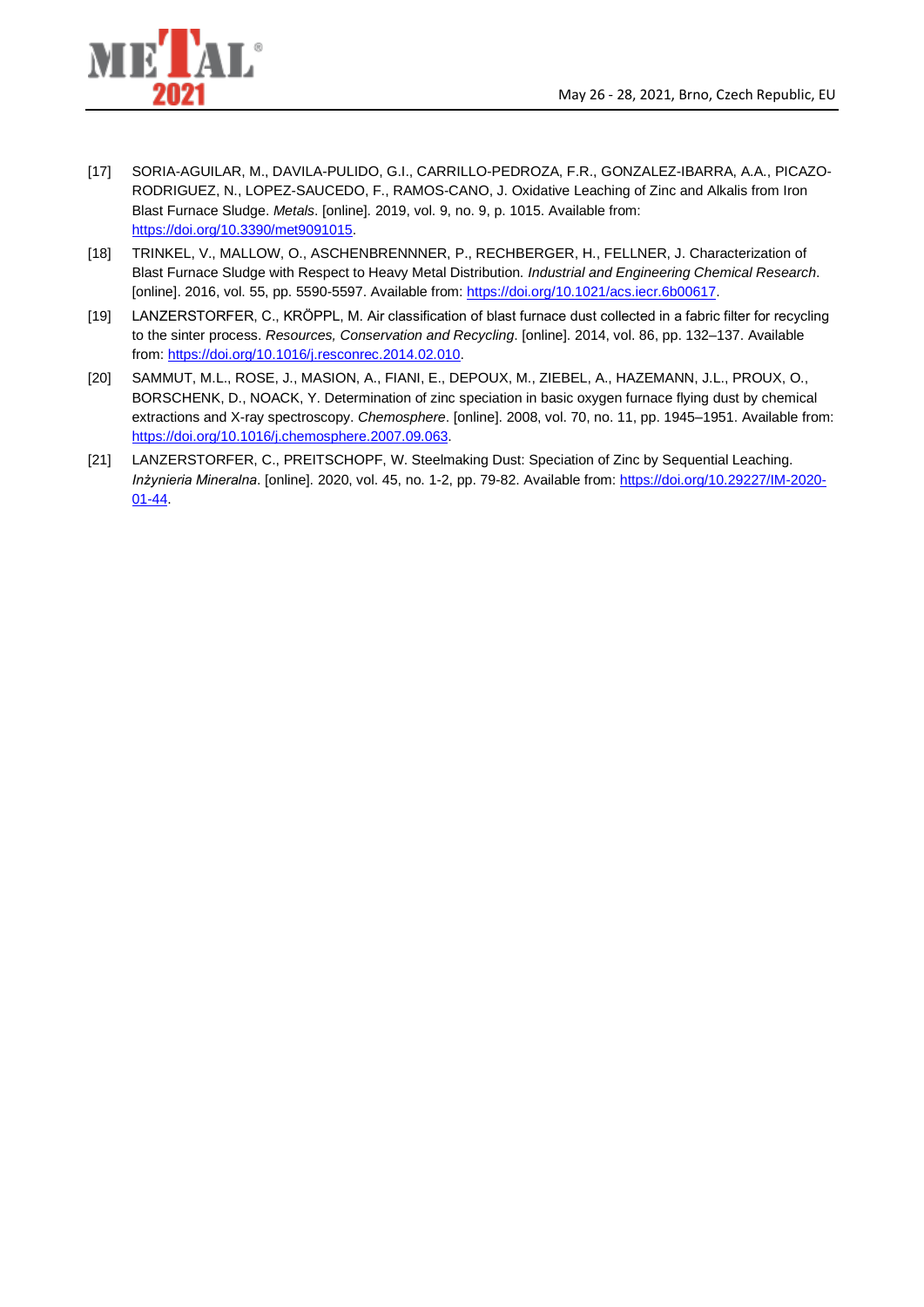[17] SORIA-AGUILAR, M., DAVILA-PULIDO, G.I., CARRILLO-PEDROZA, F.R., GONZALEZ-IBARRA, A.A., PICAZO-RODRIGUEZ, N., LOPEZ-SAUCEDO, F., RAMOS-CANO, J. Oxidative Leaching of Zinc and Alkalis from Iron Blast Furnace Sludge. *Metals*. [online]. 2019, vol. 9, no. 9, p. 1015. Available from: https://doi.org/10.3390/met9091015.

[18] TRINKEL, V., MALLOW, O., ASCHENBRENNNER, P., RECHBERGER, H., FELLNER, J. Characterization of Blast Furnace Sludge with Respect to Heavy Metal Distribution. *Industrial and Engineering Chemical Research*. [online]. 2016, vol. 55, pp. 5590-5597. Available from: https://doi.org/10.1021/acs.iecr.6b00617.

[19] LANZERSTORFER, C., KRÖPPL, M. Air classification of blast furnace dust collected in a fabric filter for recycling to the sinter process. *Resources, Conservation and Recycling*. [online]. 2014, vol. 86, pp. 132–137. Available from: https://doi.org/10.1016/j.resconrec.2014.02.010.

[20] SAMMUT, M.L., ROSE, J., MASION, A., FIANI, E., DEPOUX, M., ZIEBEL, A., HAZEMANN, J.L., PROUX, O., BORSCHENK, D., NOACK, Y. Determination of zinc speciation in basic oxygen furnace flying dust by chemical extractions and X-ray spectroscopy. *Chemosphere*. [online]. 2008, vol. 70, no. 11, pp. 1945–1951. Available from: https://doi.org/10.1016/j.chemosphere.2007.09.063.

[21] LANZERSTORFER, C., PREITSCHOPF, W. Steelmaking Dust: Speciation of Zinc by Sequential Leaching. *Inżynieria Mineralna*. [online]. 2020, vol. 45, no. 1-2, pp. 79-82. Available from: https://doi.org/10.29227/IM-2020-01-44.